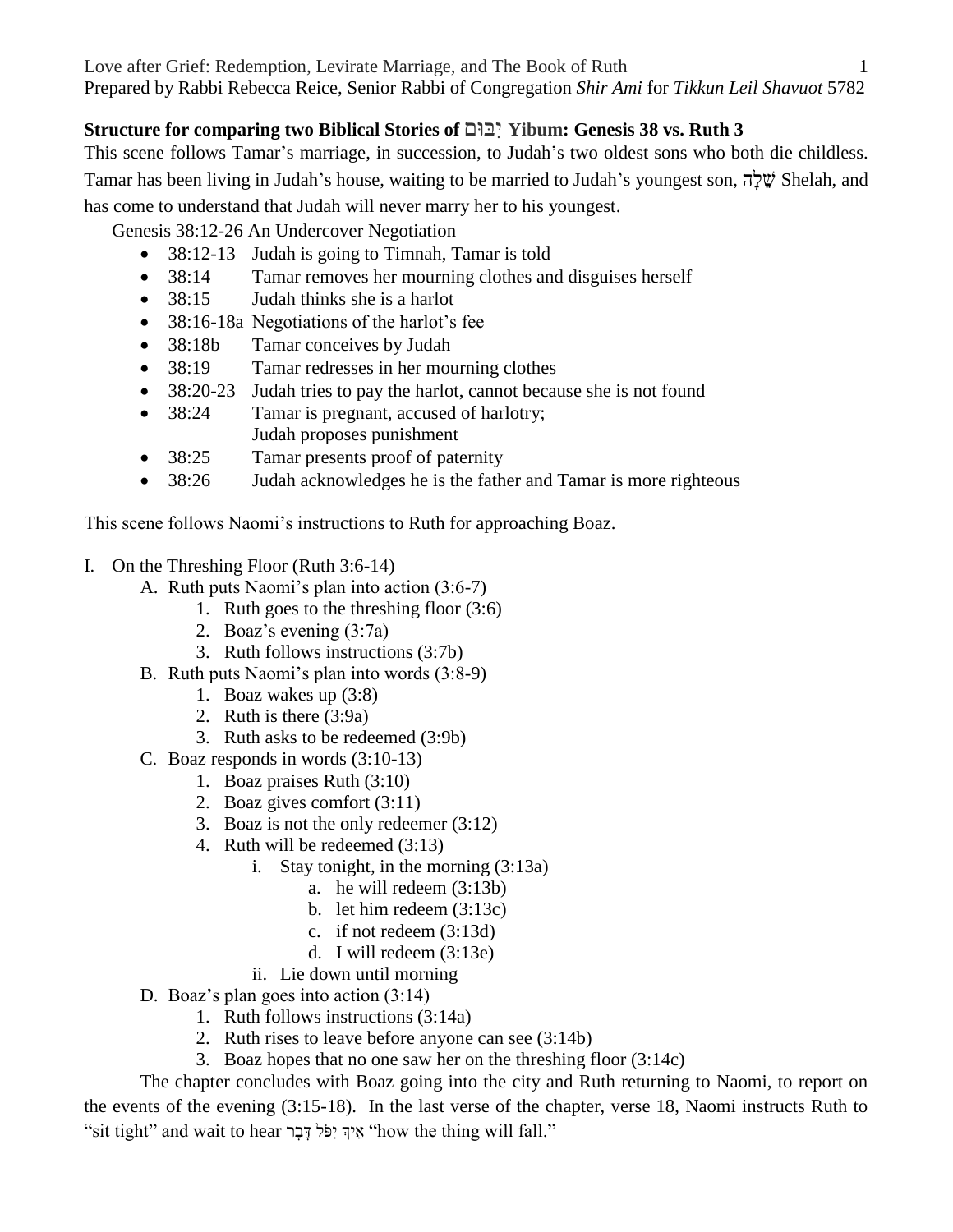**Structure for comparing two Biblical Stories of יִבּוּם Yibum: Genesis 38 vs. Ruth 3**

This scene follows Tamar's marriage, in succession, to Judah's two oldest sons who both die childless. Tamar has been living in Judah's house, waiting to be married to Judah's youngest son, שֵׁלָה Shelah, and has come to understand that Judah will never marry her to his youngest.

Genesis 38:12-26 An Undercover Negotiation

- 38:12-13 Judah is going to Timnah, Tamar is told
- 38:14 Tamar removes her mourning clothes and disguises herself
- 38:15 Judah thinks she is a harlot
- 38:16-18a Negotiations of the harlot's fee
- 38:18b Tamar conceives by Judah
- 38:19 Tamar redresses in her mourning clothes
- 38:20-23 Judah tries to pay the harlot, cannot because she is not found
- 38:24 Tamar is pregnant, accused of harlotry; Judah proposes punishment
- 38:25 Tamar presents proof of paternity
- 38:26 Judah acknowledges he is the father and Tamar is more righteous

This scene follows Naomi's instructions to Ruth for approaching Boaz.

I. On the Threshing Floor (Ruth 3:6-14)
   A. Ruth puts Naomi's plan into action (3:6-7)
      1. Ruth goes to the threshing floor (3:6)
      2. Boaz's evening (3:7a)
      3. Ruth follows instructions (3:7b)
   B. Ruth puts Naomi's plan into words (3:8-9)
      1. Boaz wakes up (3:8)
      2. Ruth is there (3:9a)
      3. Ruth asks to be redeemed (3:9b)
   C. Boaz responds in words (3:10-13)
      1. Boaz praises Ruth (3:10)
      2. Boaz gives comfort (3:11)
      3. Boaz is not the only redeemer (3:12)
      4. Ruth will be redeemed (3:13)
         i. Stay tonight, in the morning (3:13a)
            a. he will redeem (3:13b)
            b. let him redeem (3:13c)
            c. if not redeem (3:13d)
            d. I will redeem (3:13e)
         ii. Lie down until morning
   D. Boaz's plan goes into action (3:14)
      1. Ruth follows instructions (3:14a)
      2. Ruth rises to leave before anyone can see (3:14b)
      3. Boaz hopes that no one saw her on the threshing floor (3:14c)

The chapter concludes with Boaz going into the city and Ruth returning to Naomi, to report on the events of the evening (3:15-18). In the last verse of the chapter, verse 18, Naomi instructs Ruth to "sit tight" and wait to hear אֵיךְ יִפֹּל דָּבָר "how the thing will fall."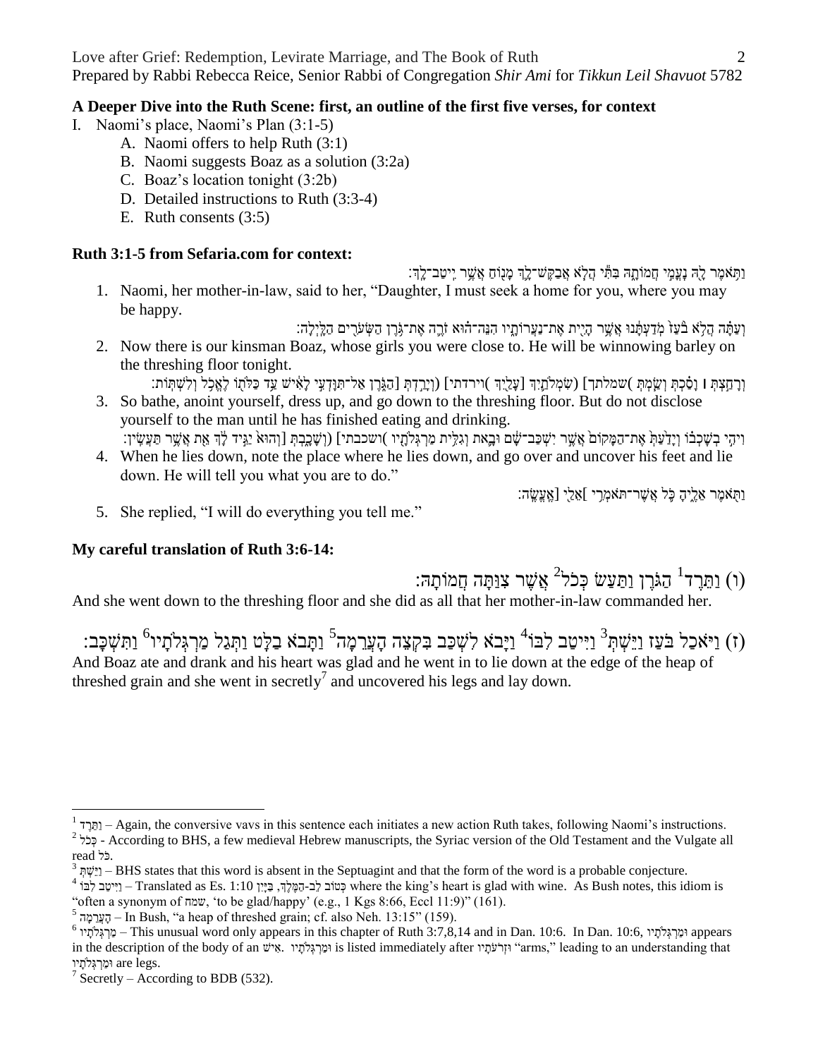**A Deeper Dive into the Ruth Scene: first, an outline of the first five verses, for context**

I. Naomi's place, Naomi's Plan (3:1-5)
   A. Naomi offers to help Ruth (3:1)
   B. Naomi suggests Boaz as a solution (3:2a)
   C. Boaz's location tonight (3:2b)
   D. Detailed instructions to Ruth (3:3-4)
   E. Ruth consents (3:5)

**Ruth 3:1-5 from Sefaria.com for context:**

וַתֹּאמֶר לָהּ נָעֳמִי חֲמוֹתָהּ בִּתִּי הֲלֹא אֲבַקֶּשׁ־לָךְ מָנוֹחַ אֲשֶׁר יִיטַב־לָךְ׃

1. Naomi, her mother-in-law, said to her, "Daughter, I must seek a home for you, where you may be happy.

וְעַתָּה הֲלֹא בֹעַז מֹדַעְתָּנוּ אֲשֶׁר הָיִית אֶת־נַעֲרוֹתָיו הִנֵּה־הוּא זֹרֶה אֶת־גֹּרֶן הַשְּׂעֹרִים הַלָּיְלָה׃

2. Now there is our kinsman Boaz, whose girls you were close to. He will be winnowing barley on the threshing floor tonight.

וְרָחַצְתְּ ׀ וָסַכְתְּ וְשַׂמְתְּ (שמלתך) [שִׂמְלֹתַיִךְ] [עָלַיִךְ] (וירדתי) [וְיָרַדְתְּ] הַגֹּרֶן אַל־תִּוָּדְעִי לָאִישׁ עַד כַּלֹּתוֹ לֶאֱכֹל וְלִשְׁתּוֹת׃

3. So bathe, anoint yourself, dress up, and go down to the threshing floor. But do not disclose yourself to the man until he has finished eating and drinking.

וִיהִי בְשָׁכְבוֹ וְיָדַעַתְּ אֶת־הַמָּקוֹם אֲשֶׁר יִשְׁכַּב־שָׁם וּבָאת וְגִלִּית מַרְגְּלֹתָיו (ושכבתי) [וְשָׁכָבְתְּ] וְהוּא יַגִּיד לָךְ אֵת אֲשֶׁר תַּעֲשִׂין׃

4. When he lies down, note the place where he lies down, and go over and uncover his feet and lie down. He will tell you what you are to do."

וַתֹּאמֶר אֵלֶיהָ כֹּל אֲשֶׁר־תֹּאמְרִי [אֵלַי] אֶעֱשֶׂה׃

5. She replied, "I will do everything you tell me."

**My careful translation of Ruth 3:6-14:**

(ו) וַתֵּרֶד[1] הַגֹּרֶן וַתַּעַשׂ כְּכֹל[2] אֲשֶׁר צִוַּתָּה חֲמוֹתָהּ׃

And she went down to the threshing floor and she did as all that her mother-in-law commanded her.

(ז) וַיֹּאכַל בֹּעַז וַיֵּשְׁתְּ[3] וַיִּיטַב לִבּוֹ[4] וַיָּבֹא לִשְׁכַּב בִּקְצֵה הָעֲרֵמָה[5] וַתָּבֹא בַלָּט וַתְּגַל מַרְגְּלֹתָיו[6] וַתִּשְׁכָּב׃

And Boaz ate and drank and his heart was glad and he went in to lie down at the edge of the heap of threshed grain and she went in secretly[7] and uncovered his legs and lay down.

---

[1] וַתֵּרֶד – Again, the conversive vavs in this sentence each initiates a new action Ruth takes, following Naomi's instructions.

[2] כְּכֹל - According to BHS, a few medieval Hebrew manuscripts, the Syriac version of the Old Testament and the Vulgate all read כֹּל.

[3] וַיֵּשְׁתְּ – BHS states that this word is absent in the Septuagint and that the form of the word is a probable conjecture.

[4] וַיִּיטַב לִבּוֹ – Translated as Es. 1:10 כְּטוֹב לֵב-הַמֶּלֶךְ, בַּיָּיִן where the king's heart is glad with wine. As Bush notes, this idiom is "often a synonym of שמח, 'to be glad/happy' (e.g., 1 Kgs 8:66, Eccl 11:9)" (161).

[5] הָעֲרֵמָה – In Bush, "a heap of threshed grain; cf. also Neh. 13:15" (159).

[6] מַרְגְּלֹתָיו – This unusual word only appears in this chapter of Ruth 3:7,8,14 and in Dan. 10:6. In Dan. 10:6, וּמַרְגְּלֹתָיו appears in the description of the body of an אִישׁ. וּמַרְגְּלֹתָיו is listed immediately after וּזְרֹעֹתָיו "arms," leading to an understanding that וּמַרְגְּלֹתָיו are legs.

[7] Secretly – According to BDB (532).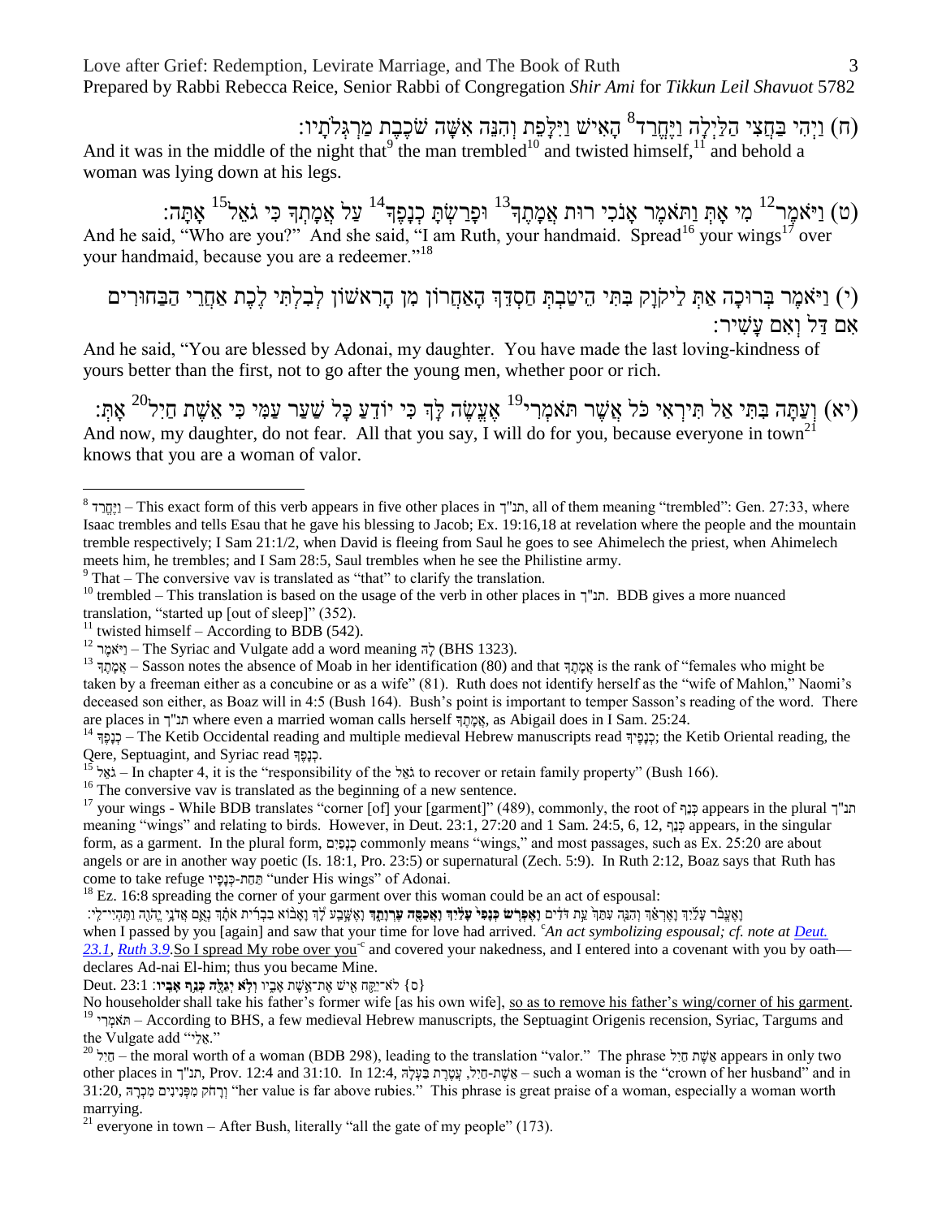(ח) וַיְהִי בַּחֲצִי הַלַּיְלָה וַיֶּחֱרַד[8] הָאִישׁ וַיִּלָּפֵת וְהִנֵּה אִשָּׁה שֹׁכֶבֶת מַרְגְּלֹתָיו:

And it was in the middle of the night that[9] the man trembled[10] and twisted himself,[11] and behold a woman was lying down at his legs.

(ט) וַיֹּאמֶר[12] מִי אָתְּ וַתֹּאמֶר אָנֹכִי רוּת אֲמָתֶךָ[13] וּפָרַשְׂתָּ כְנָפֶךָ[14] עַל אֲמָתְךָ כִּי גֹאֵל[15] אָתָּה:

And he said, "Who are you?" And she said, "I am Ruth, your handmaid. Spread[16] your wings[17] over your handmaid, because you are a redeemer."[18]

(י) וַיֹּאמֶר בְּרוּכָה אַתְּ לַיקֹוָק בִּתִּי הֵיטַבְתְּ חַסְדֵּךְ הָאַחֲרוֹן מִן הָרִאשׁוֹן לְבִלְתִּי לֶכֶת אַחֲרֵי הַבַּחוּרִים אִם דַּל וְאִם עָשִׁיר:

And he said, "You are blessed by Adonai, my daughter. You have made the last loving-kindness of yours better than the first, not to go after the young men, whether poor or rich.

(יא) וְעַתָּה בִּתִּי אַל תִּירְאִי כֹּל אֲשֶׁר תֹּאמְרִי[19] אֶעֱשֶׂה לָּךְ כִּי יוֹדֵעַ כָּל שַׁעַר עַמִּי כִּי אֵשֶׁת חַיִל[20] אָתְּ:

And now, my daughter, do not fear. All that you say, I will do for you, because everyone in town[21] knows that you are a woman of valor.

---

[8] וַיֶּחֱרַד – This exact form of this verb appears in five other places in תנ"ך, all of them meaning "trembled": Gen. 27:33, where Isaac trembles and tells Esau that he gave his blessing to Jacob; Ex. 19:16,18 at revelation where the people and the mountain tremble respectively; I Sam 21:1/2, when David is fleeing from Saul he goes to see Ahimelech the priest, when Ahimelech meets him, he trembles; and I Sam 28:5, Saul trembles when he see the Philistine army.

[9] That – The conversive vav is translated as "that" to clarify the translation.

[10] trembled – This translation is based on the usage of the verb in other places in תנ"ך. BDB gives a more nuanced translation, "started up [out of sleep]" (352).

[11] twisted himself – According to BDB (542).

[12] וַיֹּאמֶר – The Syriac and Vulgate add a word meaning לָהּ (BHS 1323).

[13] אֲמָתֶךָ – Sasson notes the absence of Moab in her identification (80) and that אֲמָתֶךָ is the rank of "females who might be taken by a freeman either as a concubine or as a wife" (81). Ruth does not identify herself as the "wife of Mahlon," Naomi's deceased son either, as Boaz will in 4:5 (Bush 164). Bush's point is important to temper Sasson's reading of the word. There are places in תנ"ך where even a married woman calls herself אֲמָתֶךָ, as Abigail does in I Sam. 25:24.

[14] כְנָפֶךָ – The Ketib Occidental reading and multiple medieval Hebrew manuscripts read כְּנָפֶיךָ; the Ketib Oriental reading, the Qere, Septuagint, and Syriac read כְּנָפֶךָ.

[15] גֹּאֵל – In chapter 4, it is the "responsibility of the גֹּאֵל to recover or retain family property" (Bush 166).

[16] The conversive vav is translated as the beginning of a new sentence.

[17] your wings - While BDB translates "corner [of] your [garment]" (489), commonly, the root of כָּנָף appears in the plural תנ"ך meaning "wings" and relating to birds. However, in Deut. 23:1, 27:20 and 1 Sam. 24:5, 6, 12, כָּנָף appears, in the singular form, as a garment. In the plural form, כְּנָפַיִם commonly means "wings," and most passages, such as Ex. 25:20 are about angels or are in another way poetic (Is. 18:1, Pro. 23:5) or supernatural (Zech. 5:9). In Ruth 2:12, Boaz says that Ruth has come to take refuge תַּחַת-כְּנָפָיו "under His wings" of Adonai.

[18] Ez. 16:8 spreading the corner of your garment over this woman could be an act of espousal:
וָאֶעֱבֹר עָלַיִךְ וָאֶרְאֵךְ וְהִנֵּה עִתֵּךְ עֵת דֹּדִים **וָאֶפְרֹשׂ כְּנָפִי עָלַיִךְ וָאֲכַסֶּה עֶרְוָתֵךְ** וָאֶשָּׁבַע לָךְ וָאָבוֹא בִבְרִית אֹתָךְ נְאֻם אֲדֹנָי יֱהֹוִה וַתִּהְיִי-לִי:
when I passed by you [again] and saw that your time for love had arrived. [c]*An act symbolizing espousal; cf. note at Deut. 23.1, Ruth 3.9.* So I spread My robe over you[c] and covered your nakedness, and I entered into a covenant with you by oath—declares Ad-nai El-him; thus you became Mine.
Deut. 23:1 :{ס} לֹא-יִקַּח אִישׁ אֶת-אֵשֶׁת אָבִיו **וְלֹא יְגַלֶּה כְּנַף אָבִיו**
No householder shall take his father's former wife [as his own wife], so as to remove his father's wing/corner of his garment.

[19] תֹּאמְרִי – According to BHS, a few medieval Hebrew manuscripts, the Septuagint Origenis recension, Syriac, Targums and the Vulgate add "אֵלַי."

[20] חַיִל – the moral worth of a woman (BDB 298), leading to the translation "valor." The phrase אֵשֶׁת חַיִל appears in only two other places in תנ"ך, Prov. 12:4 and 31:10. In 12:4, אֵשֶׁת-חַיִל, עֲטֶרֶת בַּעְלָהּ – such a woman is the "crown of her husband" and in 31:20, וְרָחֹק מִפְּנִינִים מִכְרָהּ "her value is far above rubies." This phrase is great praise of a woman, especially a woman worth marrying.

[21] everyone in town – After Bush, literally "all the gate of my people" (173).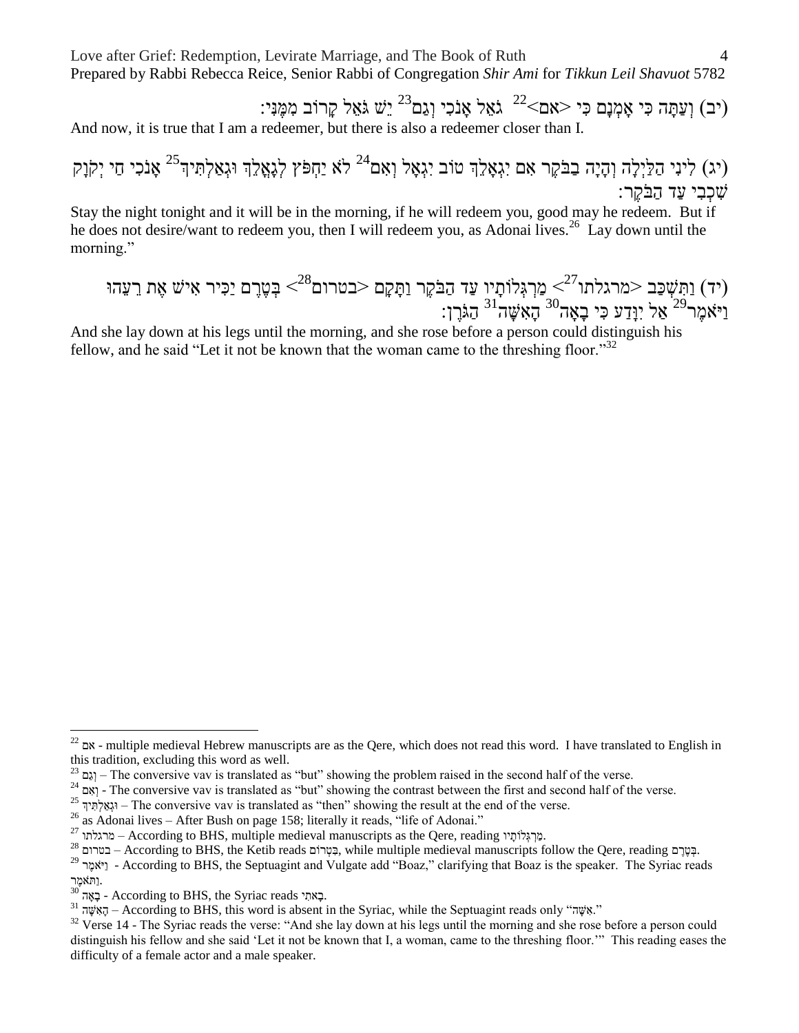(יב) וְעַתָּה כִּי אָמְנָם כִּי <אם>[22] גֹאֵל אָנֹכִי וְגַם[23] יֵשׁ גֹּאֵל קָרוֹב מִמֶּנִּי:

And now, it is true that I am a redeemer, but there is also a redeemer closer than I.

(יג) לִינִי הַלַּיְלָה וְהָיָה בַבֹּקֶר אִם יִגְאָלֵךְ טוֹב יִגְאָל וְאִם[24] לֹא יַחְפֹּץ לְגָאֳלֵךְ וּגְאַלְתִּיךְ[25] אָנֹכִי חַי יְקוָק שִׁכְבִי עַד הַבֹּקֶר:

Stay the night tonight and it will be in the morning, if he will redeem you, good may he redeem. But if he does not desire/want to redeem you, then I will redeem you, as Adonai lives.[26] Lay down until the morning."

(יד) וַתִּשְׁכַּב <מרגלתו>[27] מַרְגְּלוֹתָיו עַד הַבֹּקֶר וַתָּקָם <בטרום>[28] בְּטֶרֶם יַכִּיר אִישׁ אֶת רֵעֵהוּ וַיֹּאמֶר[29] אַל יִוָּדַע כִּי בָאָה[30] הָאִשָּׁה[31] הַגֹּרֶן:

And she lay down at his legs until the morning, and she rose before a person could distinguish his fellow, and he said "Let it not be known that the woman came to the threshing floor."[32]

---

[22] אם - multiple medieval Hebrew manuscripts are as the Qere, which does not read this word. I have translated to English in this tradition, excluding this word as well.

[23] וְגַם – The conversive vav is translated as "but" showing the problem raised in the second half of the verse.

[24] וְאִם - The conversive vav is translated as "but" showing the contrast between the first and second half of the verse.

[25] וּגְאַלְתִּיךְ – The conversive vav is translated as "then" showing the result at the end of the verse.

[26] as Adonai lives – After Bush on page 158; literally it reads, "life of Adonai."

[27] מרגלתו – According to BHS, multiple medieval manuscripts as the Qere, reading מַרְגְּלוֹתָיו.

[28] בטרום – According to BHS, the Ketib reads בְּטְרוֹם, while multiple medieval manuscripts follow the Qere, reading בְּטֶרֶם.

[29] וַיֹּאמֶר - According to BHS, the Septuagint and Vulgate add "Boaz," clarifying that Boaz is the speaker. The Syriac reads וַתֹּאמֶר.

[30] בָאָה - According to BHS, the Syriac reads בָאתִי.

[31] הָאִשָּׁה – According to BHS, this word is absent in the Syriac, while the Septuagint reads only "אִשָּׁה."

[32] Verse 14 - The Syriac reads the verse: "And she lay down at his legs until the morning and she rose before a person could distinguish his fellow and she said 'Let it not be known that I, a woman, came to the threshing floor.'" This reading eases the difficulty of a female actor and a male speaker.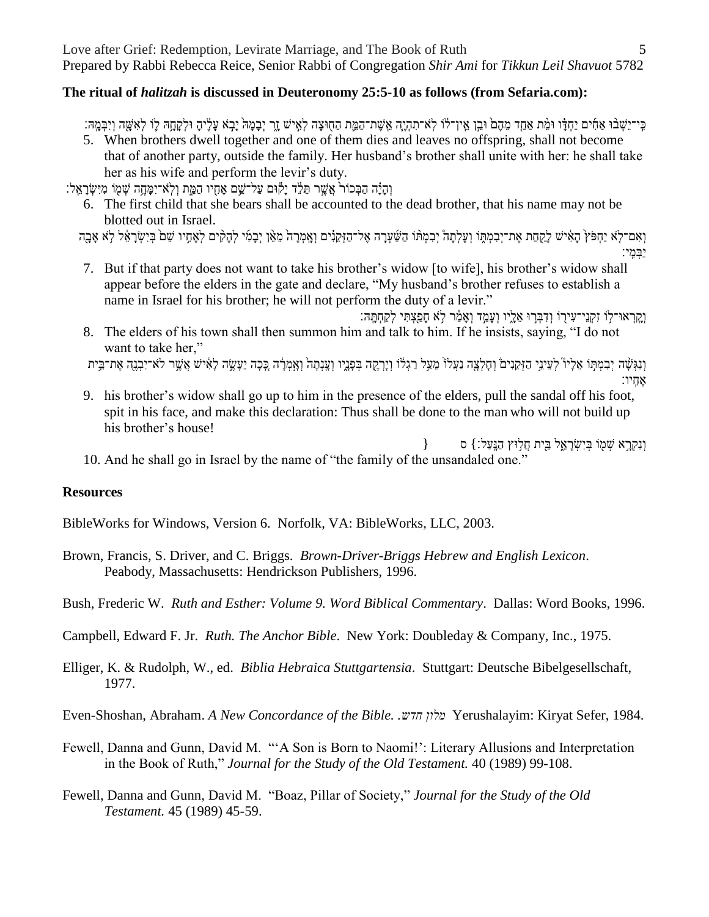**The ritual of *halitzah* is discussed in Deuteronomy 25:5-10 as follows (from Sefaria.com):**

כִּֽי־יֵשְׁב֨וּ אַחִ֜ים יַחְדָּ֗ו וּמֵ֨ת אַחַ֤ד מֵהֶם֙ וּבֵ֣ן אֵֽין־ל֔וֹ לֹא־תִהְיֶ֧ה אֵֽשֶׁת־הַמֵּ֛ת הַח֖וּצָה לְאִ֣ישׁ זָ֑ר יְבָמָהּ֙ יָבֹ֣א עָלֶ֔יהָ וּלְקָחָ֥הּ ל֛וֹ לְאִשָּׁ֖ה וְיִבְּמָֽהּ׃

5. When brothers dwell together and one of them dies and leaves no offspring, shall not become that of another party, outside the family. Her husband's brother shall unite with her: he shall take her as his wife and perform the levir's duty.

וְהָיָ֗ה הַבְּכוֹר֙ אֲשֶׁ֣ר תֵּלֵ֔ד יָק֕וּם עַל־שֵׁ֥ם אָחִ֖יו הַמֵּ֑ת וְלֹֽא־יִמָּחֶ֥ה שְׁמ֖וֹ מִיִּשְׂרָאֵֽל׃

6. The first child that she bears shall be accounted to the dead brother, that his name may not be blotted out in Israel.

וְאִם־לֹ֤א יַחְפֹּץ֙ הָאִ֔ישׁ לָקַ֖חַת אֶת־יְבִמְתּ֑וֹ וְעָלְתָה֩ יְבִמְתּ֨וֹ הַשַּׁ֜עְרָה אֶל־הַזְּקֵנִ֗ים וְאָֽמְרָה֙ מֵאֵ֨ן יְבָמִ֜י לְהָקִ֨ים לְאָחִ֥יו שֵׁם֙ בְּיִשְׂרָאֵ֔ל לֹ֥א אָבָ֖ה יַבְּמִֽי׃

7. But if that party does not want to take his brother's widow [to wife], his brother's widow shall appear before the elders in the gate and declare, "My husband's brother refuses to establish a name in Israel for his brother; he will not perform the duty of a levir."

וְקָֽרְאוּ־ל֥וֹ זִקְנֵֽי־עִיר֖וֹ וְדִבְּר֣וּ אֵלָ֑יו וְעָמַ֣ד וְאָמַ֔ר לֹ֥א חָפַ֖צְתִּי לְקַחְתָּֽהּ׃

8. The elders of his town shall then summon him and talk to him. If he insists, saying, "I do not want to take her,"

וְנִגְּשָׁ֨ה יְבִמְתּ֣וֹ אֵלָיו֮ לְעֵינֵ֣י הַזְּקֵנִים֒ וְחָלְצָ֤ה נַעֲלוֹ֙ מֵעַ֣ל רַגְל֔וֹ וְיָרְקָ֖ה בְּפָנָ֑יו וְעָֽנְתָה֙ וְאָ֣מְרָ֔ה כָּ֚כָה יֵעָשֶׂ֣ה לָאִ֔ישׁ אֲשֶׁ֥ר לֹא־יִבְנֶ֖ה אֶת־בֵּ֥ית אָחִֽיו׃

9. his brother's widow shall go up to him in the presence of the elders, pull the sandal off his foot, spit in his face, and make this declaration: Thus shall be done to the man who will not build up his brother's house!

וְנִקְרָ֥א שְׁמ֖וֹ בְּיִשְׂרָאֵ֑ל בֵּ֖ית חֲל֥וּץ הַנָּֽעַל׃} ס {

10. And he shall go in Israel by the name of "the family of the unsandaled one."

**Resources**

BibleWorks for Windows, Version 6. Norfolk, VA: BibleWorks, LLC, 2003.

Brown, Francis, S. Driver, and C. Briggs. *Brown-Driver-Briggs Hebrew and English Lexicon*. Peabody, Massachusetts: Hendrickson Publishers, 1996.

Bush, Frederic W. *Ruth and Esther: Volume 9. Word Biblical Commentary*. Dallas: Word Books, 1996.

Campbell, Edward F. Jr. *Ruth. The Anchor Bible*. New York: Doubleday & Company, Inc., 1975.

Elliger, K. & Rudolph, W., ed. *Biblia Hebraica Stuttgartensia*. Stuttgart: Deutsche Bibelgesellschaft, 1977.

Even-Shoshan, Abraham. *A New Concordance of the Bible. מלון חדש.* Yerushalayim: Kiryat Sefer, 1984.

Fewell, Danna and Gunn, David M. "'A Son is Born to Naomi!': Literary Allusions and Interpretation in the Book of Ruth," *Journal for the Study of the Old Testament.* 40 (1989) 99-108.

Fewell, Danna and Gunn, David M. "Boaz, Pillar of Society," *Journal for the Study of the Old Testament.* 45 (1989) 45-59.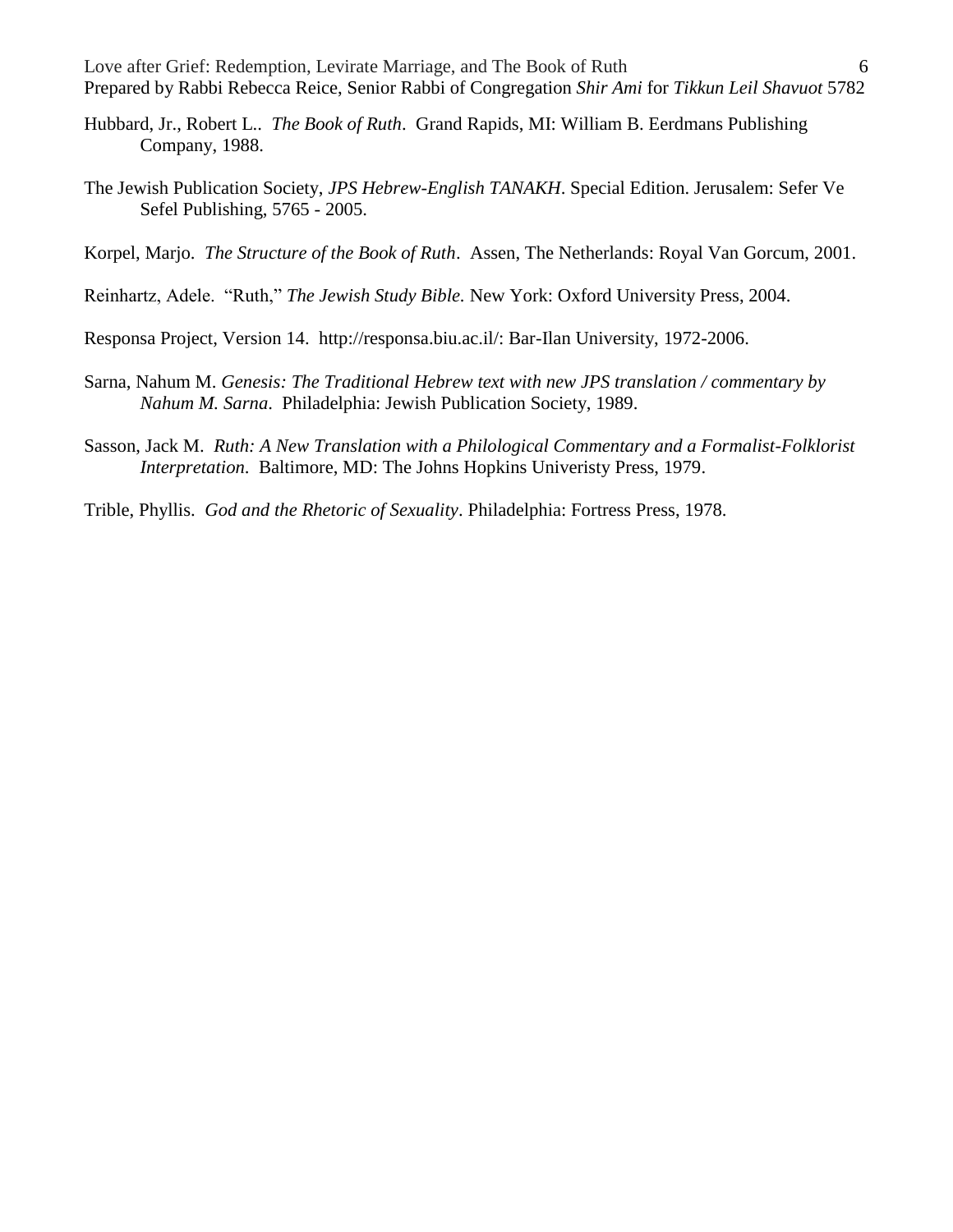Hubbard, Jr., Robert L.. *The Book of Ruth*. Grand Rapids, MI: William B. Eerdmans Publishing Company, 1988.

The Jewish Publication Society, *JPS Hebrew-English TANAKH*. Special Edition. Jerusalem: Sefer Ve Sefel Publishing, 5765 - 2005.

Korpel, Marjo. *The Structure of the Book of Ruth*. Assen, The Netherlands: Royal Van Gorcum, 2001.

Reinhartz, Adele. "Ruth," *The Jewish Study Bible.* New York: Oxford University Press, 2004.

Responsa Project, Version 14. http://responsa.biu.ac.il/: Bar-Ilan University, 1972-2006.

Sarna, Nahum M. *Genesis: The Traditional Hebrew text with new JPS translation / commentary by Nahum M. Sarna*. Philadelphia: Jewish Publication Society, 1989.

Sasson, Jack M. *Ruth: A New Translation with a Philological Commentary and a Formalist-Folklorist Interpretation.* Baltimore, MD: The Johns Hopkins Univeristy Press, 1979.

Trible, Phyllis. *God and the Rhetoric of Sexuality*. Philadelphia: Fortress Press, 1978.